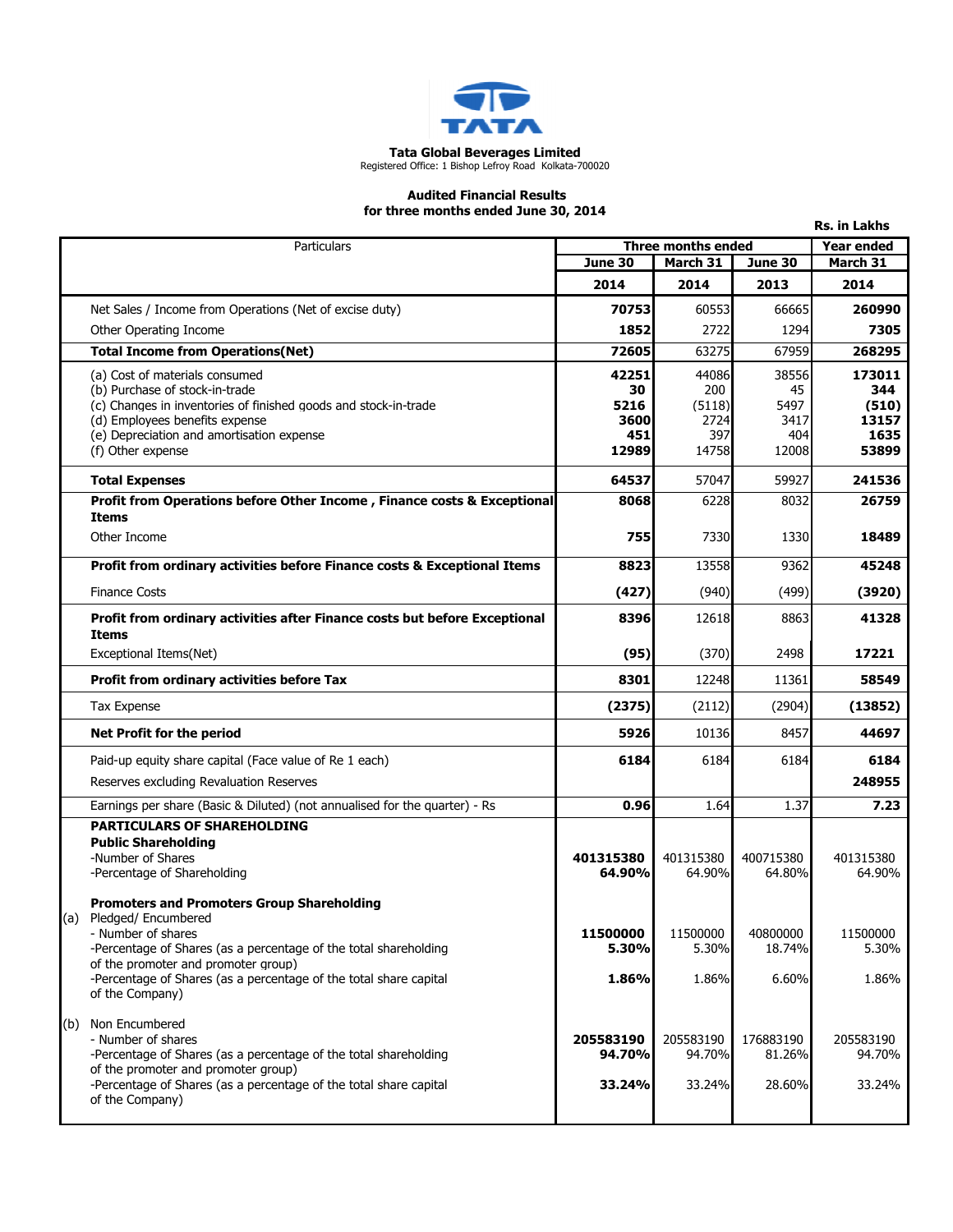**Tata Global Beverages Limited**
Registered Office: 1 Bishop Lefroy Road Kolkata-700020

**Audited Financial Results**
**for three months ended June 30, 2014**

Rs. in Lakhs

| Particulars | Three months ended | | | Year ended |
|---|---|---|---|---|
| | June 30 | March 31 | June 30 | March 31 |
| | 2014 | 2014 | 2013 | 2014 |
| Net Sales / Income from Operations (Net of excise duty) | **70753** | 60553 | 66665 | **260990** |
| Other Operating Income | **1852** | 2722 | 1294 | **7305** |
| **Total Income from Operations(Net)** | **72605** | 63275 | 67959 | **268295** |
| (a) Cost of materials consumed | **42251** | 44086 | 38556 | **173011** |
| (b) Purchase of stock-in-trade | **30** | 200 | 45 | **344** |
| (c) Changes in inventories of finished goods and stock-in-trade | **5216** | (5118) | 5497 | **(510)** |
| (d) Employees benefits expense | **3600** | 2724 | 3417 | **13157** |
| (e) Depreciation and amortisation expense | **451** | 397 | 404 | **1635** |
| (f) Other expense | **12989** | 14758 | 12008 | **53899** |
| **Total Expenses** | **64537** | 57047 | 59927 | **241536** |
| **Profit from Operations before Other Income , Finance costs & Exceptional Items** | **8068** | 6228 | 8032 | **26759** |
| Other Income | **755** | 7330 | 1330 | **18489** |
| **Profit from ordinary activities before Finance costs & Exceptional Items** | **8823** | 13558 | 9362 | **45248** |
| Finance Costs | **(427)** | (940) | (499) | **(3920)** |
| **Profit from ordinary activities after Finance costs but before Exceptional Items** | **8396** | 12618 | 8863 | **41328** |
| Exceptional Items(Net) | **(95)** | (370) | 2498 | **17221** |
| **Profit from ordinary activities before Tax** | **8301** | 12248 | 11361 | **58549** |
| Tax Expense | **(2375)** | (2112) | (2904) | **(13852)** |
| **Net Profit for the period** | **5926** | 10136 | 8457 | **44697** |
| Paid-up equity share capital (Face value of Re 1 each) | **6184** | 6184 | 6184 | **6184** |
| Reserves excluding Revaluation Reserves | | | | **248955** |
| Earnings per share (Basic & Diluted) (not annualised for the quarter) - Rs | **0.96** | 1.64 | 1.37 | **7.23** |
| **PARTICULARS OF SHAREHOLDING** | | | | |
| **Public Shareholding** | | | | |
| -Number of Shares | **401315380** | 401315380 | 400715380 | 401315380 |
| -Percentage of Shareholding | **64.90%** | 64.90% | 64.80% | 64.90% |
| **Promoters and Promoters Group Shareholding** | | | | |
| (a) Pledged/ Encumbered | | | | |
| - Number of shares | **11500000** | 11500000 | 40800000 | 11500000 |
| -Percentage of Shares (as a percentage of the total shareholding of the promoter and promoter group) | **5.30%** | 5.30% | 18.74% | 5.30% |
| -Percentage of Shares (as a percentage of the total share capital of the Company) | **1.86%** | 1.86% | 6.60% | 1.86% |
| (b) Non Encumbered | | | | |
| - Number of shares | **205583190** | 205583190 | 176883190 | 205583190 |
| -Percentage of Shares (as a percentage of the total shareholding of the promoter and promoter group) | **94.70%** | 94.70% | 81.26% | 94.70% |
| -Percentage of Shares (as a percentage of the total share capital of the Company) | **33.24%** | 33.24% | 28.60% | 33.24% |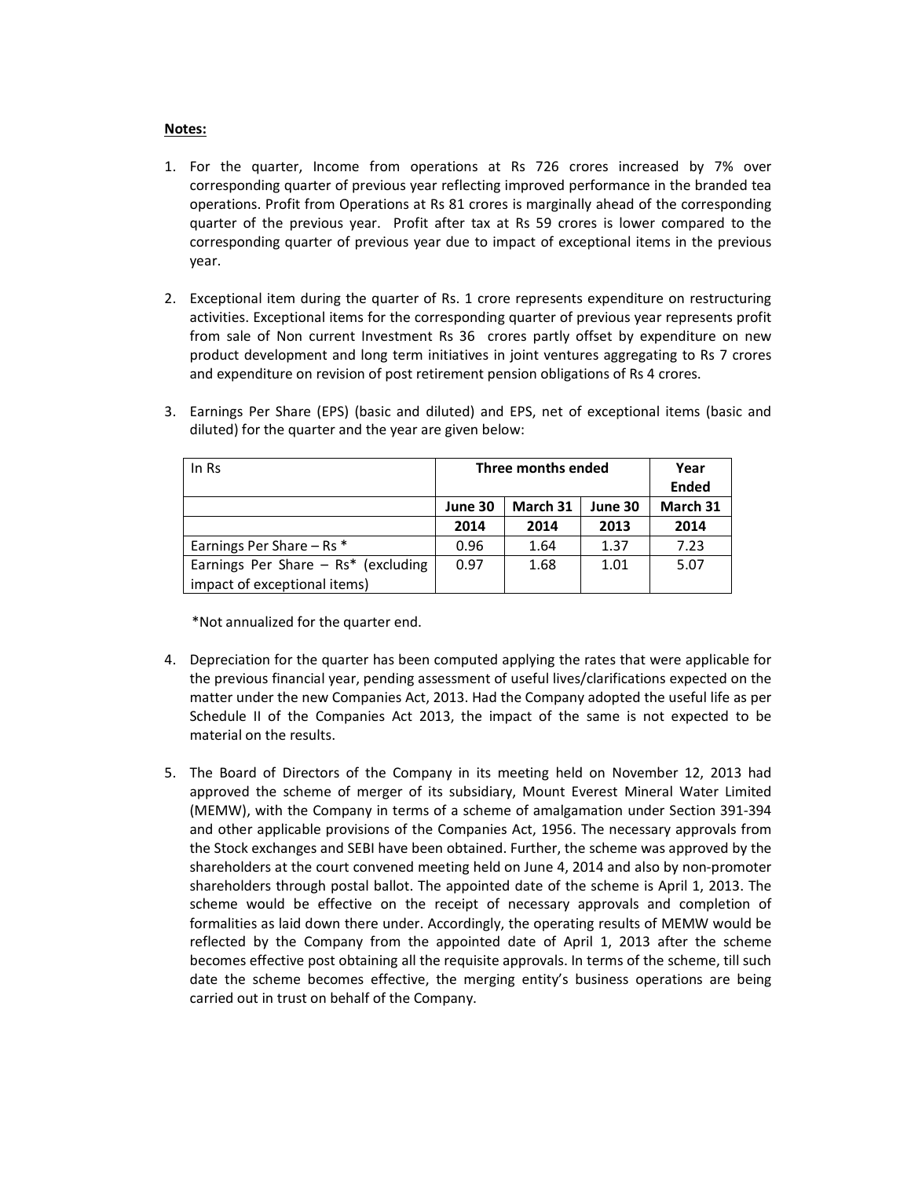**Notes:**

1. For the quarter, Income from operations at Rs 726 crores increased by 7% over corresponding quarter of previous year reflecting improved performance in the branded tea operations. Profit from Operations at Rs 81 crores is marginally ahead of the corresponding quarter of the previous year. Profit after tax at Rs 59 crores is lower compared to the corresponding quarter of previous year due to impact of exceptional items in the previous year.

2. Exceptional item during the quarter of Rs. 1 crore represents expenditure on restructuring activities. Exceptional items for the corresponding quarter of previous year represents profit from sale of Non current Investment Rs 36 crores partly offset by expenditure on new product development and long term initiatives in joint ventures aggregating to Rs 7 crores and expenditure on revision of post retirement pension obligations of Rs 4 crores.

3. Earnings Per Share (EPS) (basic and diluted) and EPS, net of exceptional items (basic and diluted) for the quarter and the year are given below:

| In Rs | Three months ended | | | Year Ended |
|---|---|---|---|---|
| | **June 30 2014** | **March 31 2014** | **June 30 2013** | **March 31 2014** |
| Earnings Per Share – Rs * | 0.96 | 1.64 | 1.37 | 7.23 |
| Earnings Per Share – Rs* (excluding impact of exceptional items) | 0.97 | 1.68 | 1.01 | 5.07 |

*Not annualized for the quarter end.

4. Depreciation for the quarter has been computed applying the rates that were applicable for the previous financial year, pending assessment of useful lives/clarifications expected on the matter under the new Companies Act, 2013. Had the Company adopted the useful life as per Schedule II of the Companies Act 2013, the impact of the same is not expected to be material on the results.

5. The Board of Directors of the Company in its meeting held on November 12, 2013 had approved the scheme of merger of its subsidiary, Mount Everest Mineral Water Limited (MEMW), with the Company in terms of a scheme of amalgamation under Section 391-394 and other applicable provisions of the Companies Act, 1956. The necessary approvals from the Stock exchanges and SEBI have been obtained. Further, the scheme was approved by the shareholders at the court convened meeting held on June 4, 2014 and also by non-promoter shareholders through postal ballot. The appointed date of the scheme is April 1, 2013. The scheme would be effective on the receipt of necessary approvals and completion of formalities as laid down there under. Accordingly, the operating results of MEMW would be reflected by the Company from the appointed date of April 1, 2013 after the scheme becomes effective post obtaining all the requisite approvals. In terms of the scheme, till such date the scheme becomes effective, the merging entity's business operations are being carried out in trust on behalf of the Company.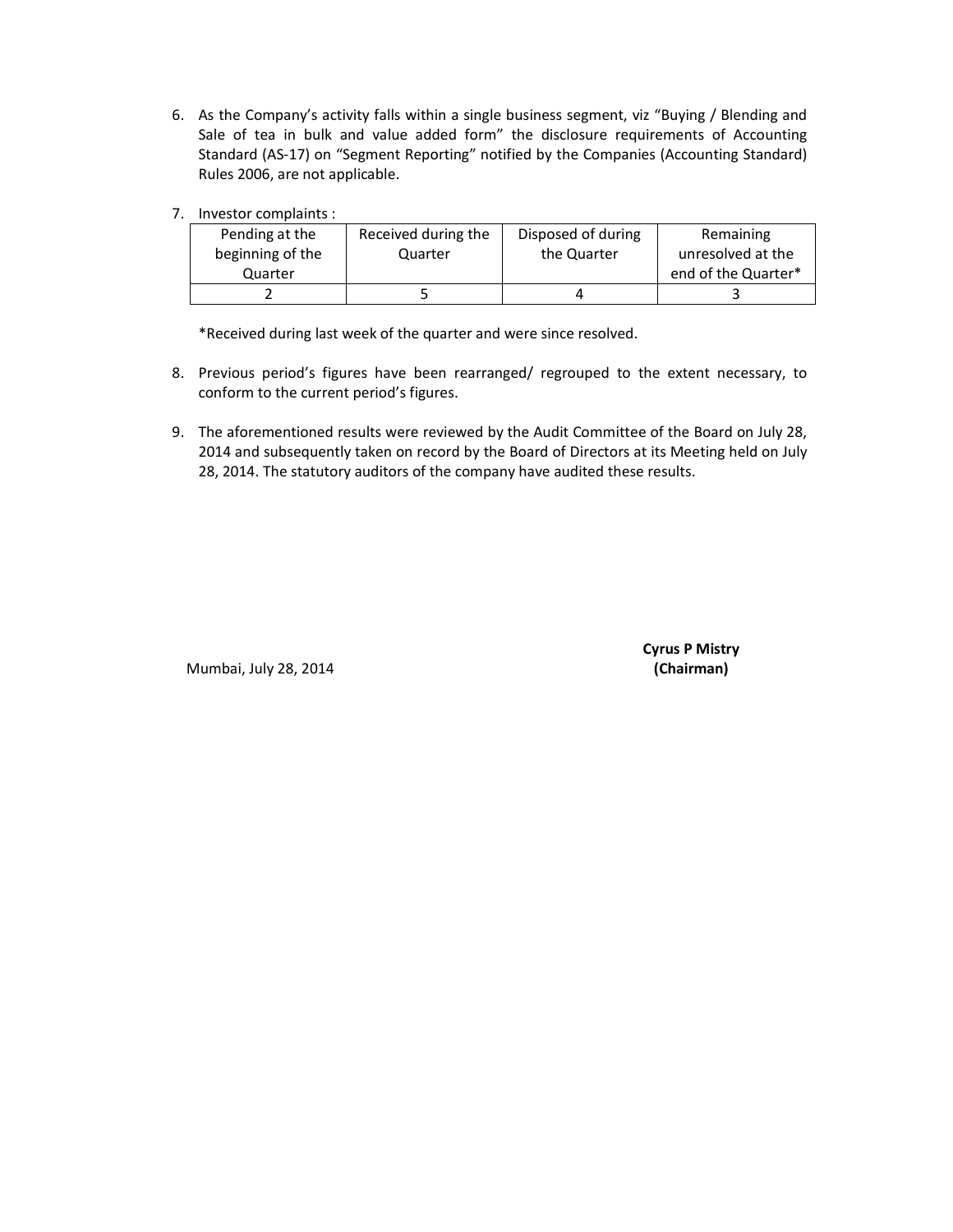6. As the Company's activity falls within a single business segment, viz "Buying / Blending and Sale of tea in bulk and value added form" the disclosure requirements of Accounting Standard (AS-17) on "Segment Reporting" notified by the Companies (Accounting Standard) Rules 2006, are not applicable.

7. Investor complaints :

| Pending at the beginning of the Quarter | Received during the Quarter | Disposed of during the Quarter | Remaining unresolved at the end of the Quarter* |
|---|---|---|---|
| 2 | 5 | 4 | 3 |

*Received during last week of the quarter and were since resolved.

8. Previous period's figures have been rearranged/ regrouped to the extent necessary, to conform to the current period's figures.

9. The aforementioned results were reviewed by the Audit Committee of the Board on July 28, 2014 and subsequently taken on record by the Board of Directors at its Meeting held on July 28, 2014. The statutory auditors of the company have audited these results.

Mumbai, July 28, 2014

**Cyrus P Mistry**
**(Chairman)**